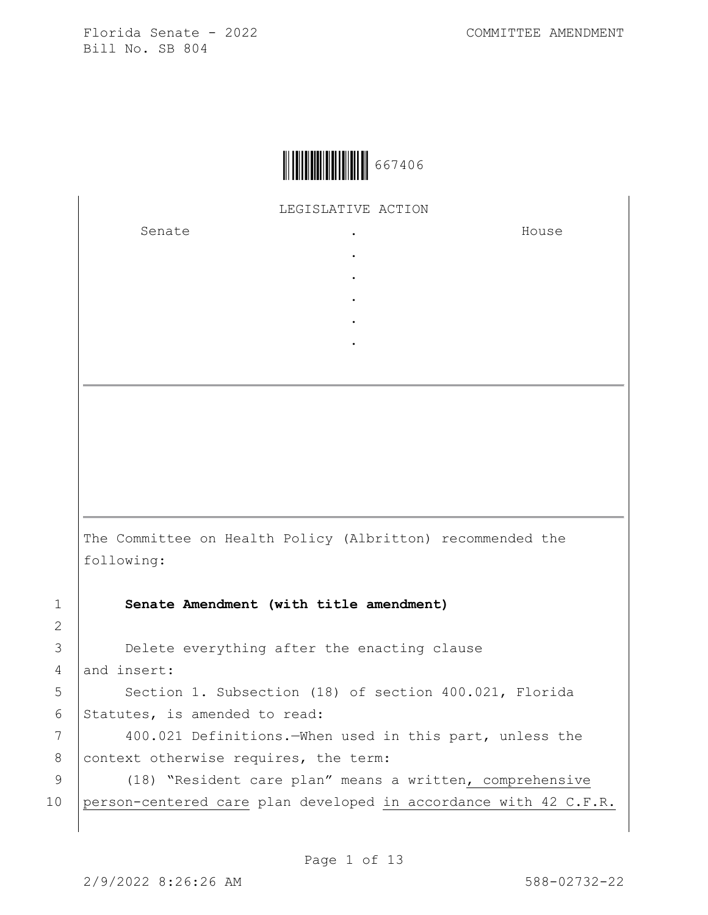Florida Senate - 2022 COMMITTEE AMENDMENT
Bill No. SB 804

667406

LEGISLATIVE ACTION

| Senate | . | House |
|---|---|---|
| | . | |
| | . | |
| | . | |
| | . | |
| | . | |

The Committee on Health Policy (Albritton) recommended the following:

1 **Senate Amendment (with title amendment)**

2

3 Delete everything after the enacting clause
4 and insert:
5 Section 1. Subsection (18) of section 400.021, Florida
6 Statutes, is amended to read:
7 400.021 Definitions.—When used in this part, unless the
8 context otherwise requires, the term:
9 (18) "Resident care plan" means a written, comprehensive
10 person-centered care plan developed in accordance with 42 C.F.R.

2/9/2022 8:26:26 AM 588-02732-22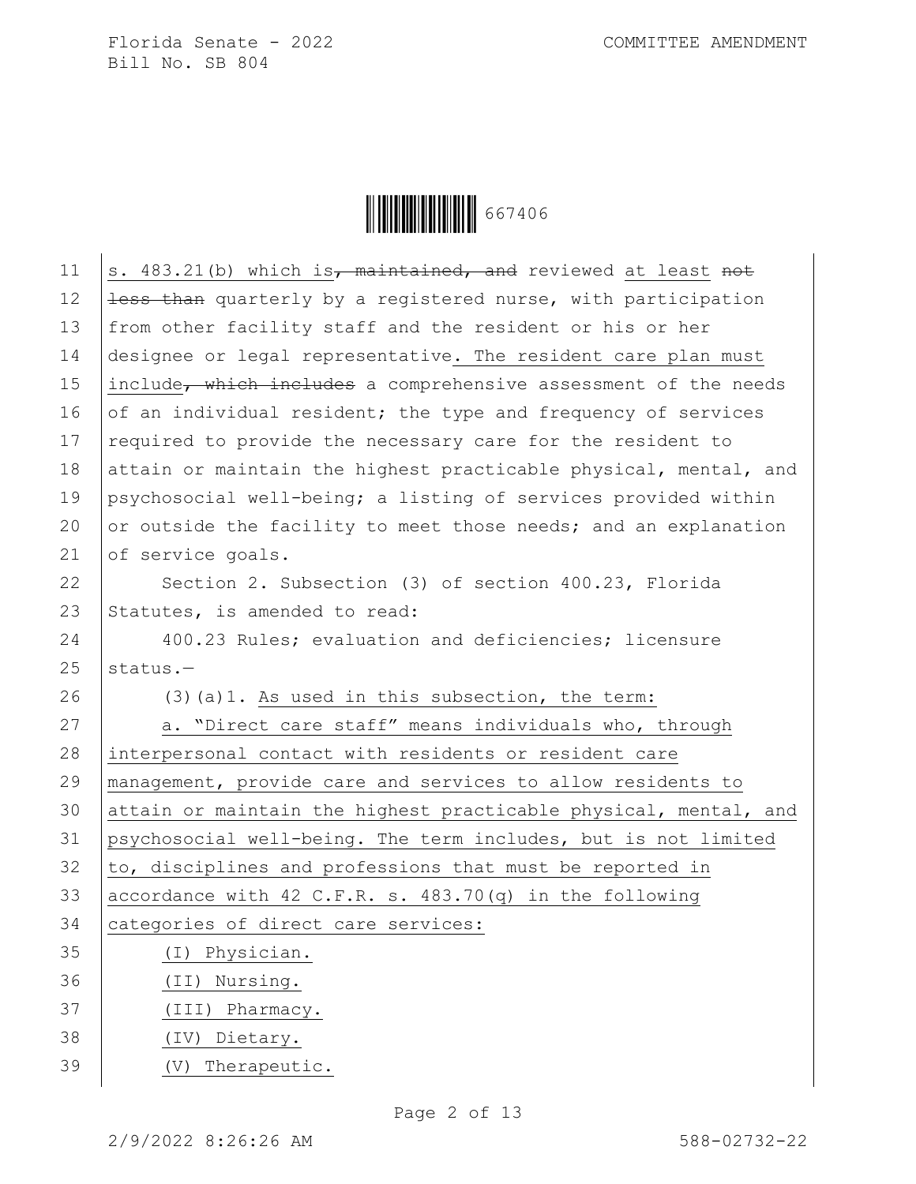s. 483.21(b) which is~~, maintained, and~~ reviewed at least ~~not less than~~ quarterly by a registered nurse, with participation from other facility staff and the resident or his or her designee or legal representative. The resident care plan must include~~, which includes~~ a comprehensive assessment of the needs of an individual resident; the type and frequency of services required to provide the necessary care for the resident to attain or maintain the highest practicable physical, mental, and psychosocial well-being; a listing of services provided within or outside the facility to meet those needs; and an explanation of service goals.

Section 2. Subsection (3) of section 400.23, Florida Statutes, is amended to read:

400.23 Rules; evaluation and deficiencies; licensure status.—

(3)(a)1. As used in this subsection, the term:

a. "Direct care staff" means individuals who, through interpersonal contact with residents or resident care management, provide care and services to allow residents to attain or maintain the highest practicable physical, mental, and psychosocial well-being. The term includes, but is not limited to, disciplines and professions that must be reported in accordance with 42 C.F.R. s. 483.70(q) in the following categories of direct care services:

(I) Physician.

(II) Nursing.

(III) Pharmacy.

(IV) Dietary.

(V) Therapeutic.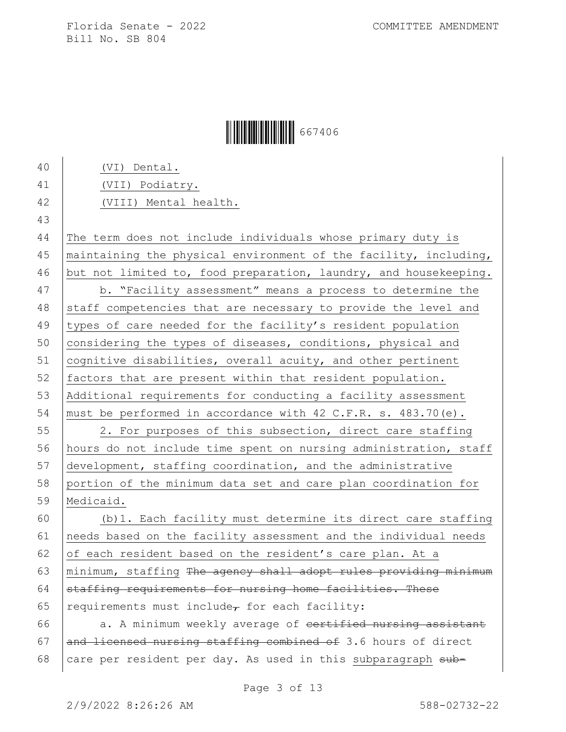(VI) Dental.

(VII) Podiatry.

(VIII) Mental health.

The term does not include individuals whose primary duty is maintaining the physical environment of the facility, including, but not limited to, food preparation, laundry, and housekeeping.

b. "Facility assessment" means a process to determine the staff competencies that are necessary to provide the level and types of care needed for the facility's resident population considering the types of diseases, conditions, physical and cognitive disabilities, overall acuity, and other pertinent factors that are present within that resident population. Additional requirements for conducting a facility assessment must be performed in accordance with 42 C.F.R. s. 483.70(e).

2. For purposes of this subsection, direct care staffing hours do not include time spent on nursing administration, staff development, staffing coordination, and the administrative portion of the minimum data set and care plan coordination for Medicaid.

(b)1. Each facility must determine its direct care staffing needs based on the facility assessment and the individual needs of each resident based on the resident's care plan. At a minimum, staffing ~~The agency shall adopt rules providing minimum staffing requirements for nursing home facilities. These~~ requirements must include~~,~~ for each facility:

a. A minimum weekly average of ~~certified nursing assistant and licensed nursing staffing combined of~~ 3.6 hours of direct care per resident per day. As used in this subparagraph ~~sub-~~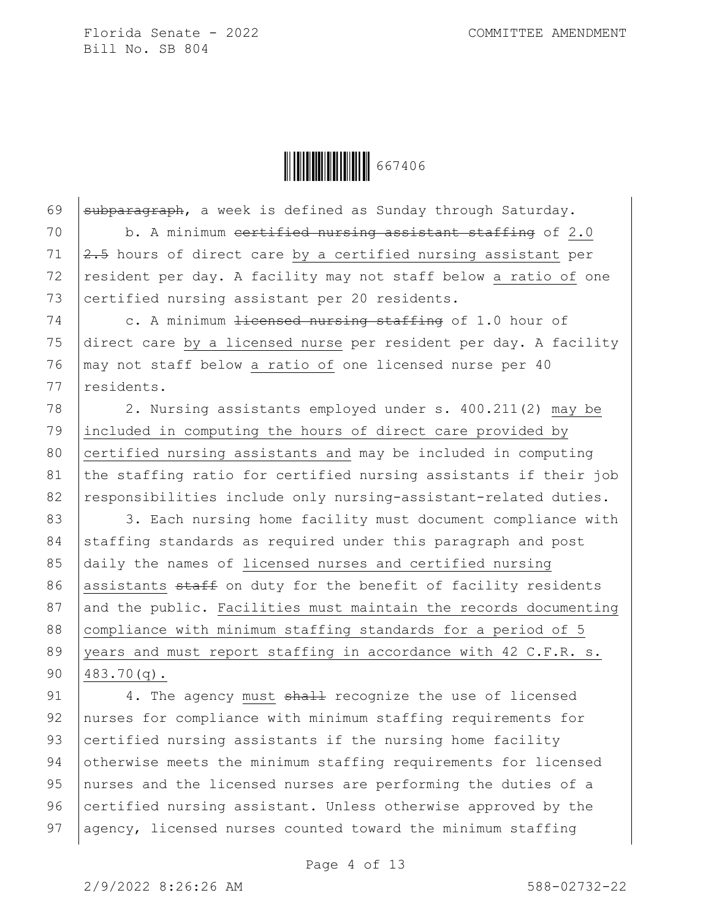subparagraph, a week is defined as Sunday through Saturday.

b. A minimum certified nursing assistant staffing of 2.0 2.5 hours of direct care by a certified nursing assistant per resident per day. A facility may not staff below a ratio of one certified nursing assistant per 20 residents.

c. A minimum licensed nursing staffing of 1.0 hour of direct care by a licensed nurse per resident per day. A facility may not staff below a ratio of one licensed nurse per 40 residents.

2. Nursing assistants employed under s. 400.211(2) may be included in computing the hours of direct care provided by certified nursing assistants and may be included in computing the staffing ratio for certified nursing assistants if their job responsibilities include only nursing-assistant-related duties.

3. Each nursing home facility must document compliance with staffing standards as required under this paragraph and post daily the names of licensed nurses and certified nursing assistants staff on duty for the benefit of facility residents and the public. Facilities must maintain the records documenting compliance with minimum staffing standards for a period of 5 years and must report staffing in accordance with 42 C.F.R. s. 483.70(q).

4. The agency must shall recognize the use of licensed nurses for compliance with minimum staffing requirements for certified nursing assistants if the nursing home facility otherwise meets the minimum staffing requirements for licensed nurses and the licensed nurses are performing the duties of a certified nursing assistant. Unless otherwise approved by the agency, licensed nurses counted toward the minimum staffing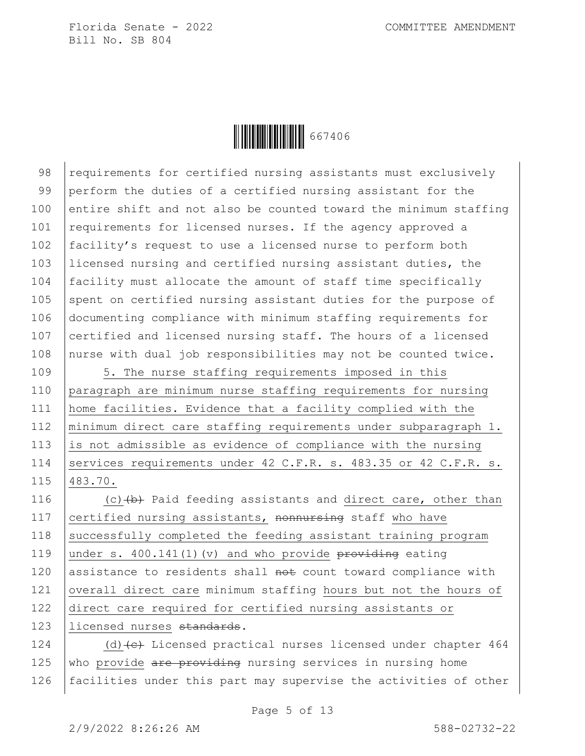requirements for certified nursing assistants must exclusively perform the duties of a certified nursing assistant for the entire shift and not also be counted toward the minimum staffing requirements for licensed nurses. If the agency approved a facility's request to use a licensed nurse to perform both licensed nursing and certified nursing assistant duties, the facility must allocate the amount of staff time specifically spent on certified nursing assistant duties for the purpose of documenting compliance with minimum staffing requirements for certified and licensed nursing staff. The hours of a licensed nurse with dual job responsibilities may not be counted twice.

5. The nurse staffing requirements imposed in this paragraph are minimum nurse staffing requirements for nursing home facilities. Evidence that a facility complied with the minimum direct care staffing requirements under subparagraph 1. is not admissible as evidence of compliance with the nursing services requirements under 42 C.F.R. s. 483.35 or 42 C.F.R. s. 483.70.

(c) ~~(b)~~ Paid feeding assistants and direct care, other than certified nursing assistants, ~~nonnursing~~ staff who have successfully completed the feeding assistant training program under s. 400.141(1)(v) and who provide ~~providing~~ eating assistance to residents shall ~~not~~ count toward compliance with overall direct care minimum staffing hours but not the hours of direct care required for certified nursing assistants or licensed nurses ~~standards~~.

(d) ~~(c)~~ Licensed practical nurses licensed under chapter 464 who provide ~~are providing~~ nursing services in nursing home facilities under this part may supervise the activities of other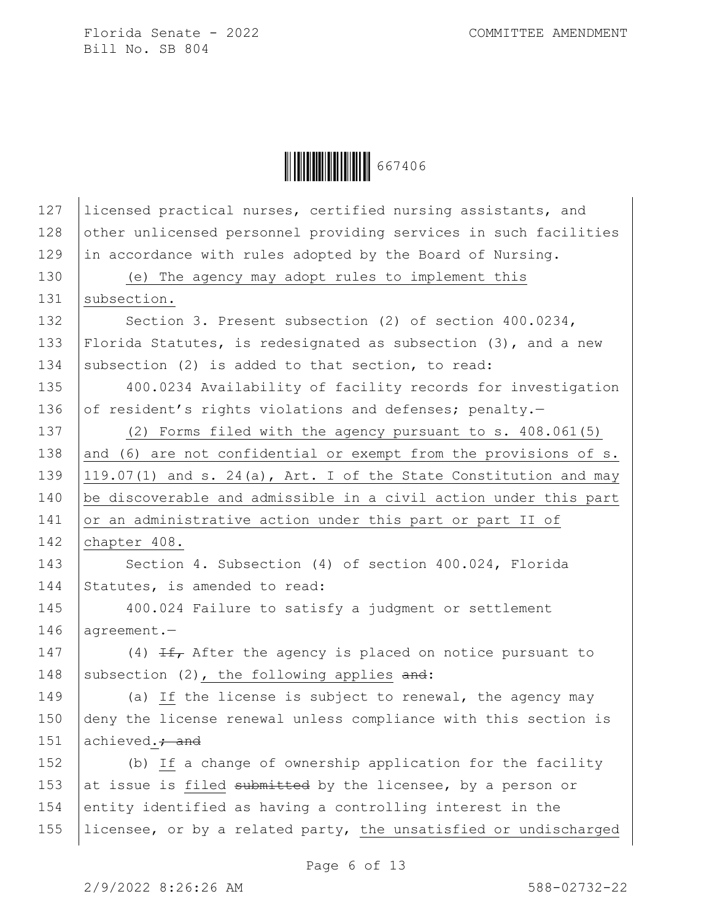licensed practical nurses, certified nursing assistants, and other unlicensed personnel providing services in such facilities in accordance with rules adopted by the Board of Nursing.

(e) The agency may adopt rules to implement this subsection.

Section 3. Present subsection (2) of section 400.0234, Florida Statutes, is redesignated as subsection (3), and a new subsection (2) is added to that section, to read:

400.0234 Availability of facility records for investigation of resident's rights violations and defenses; penalty.—

(2) Forms filed with the agency pursuant to s. 408.061(5) and (6) are not confidential or exempt from the provisions of s. 119.07(1) and s. 24(a), Art. I of the State Constitution and may be discoverable and admissible in a civil action under this part or an administrative action under this part or part II of chapter 408.

Section 4. Subsection (4) of section 400.024, Florida Statutes, is amended to read:

400.024 Failure to satisfy a judgment or settlement agreement.—

(4) ~~If,~~ After the agency is placed on notice pursuant to subsection (2), the following applies ~~and~~:

(a) If the license is subject to renewal, the agency may deny the license renewal unless compliance with this section is achieved.~~; and~~

(b) If a change of ownership application for the facility at issue is filed ~~submitted~~ by the licensee, by a person or entity identified as having a controlling interest in the licensee, or by a related party, the unsatisfied or undischarged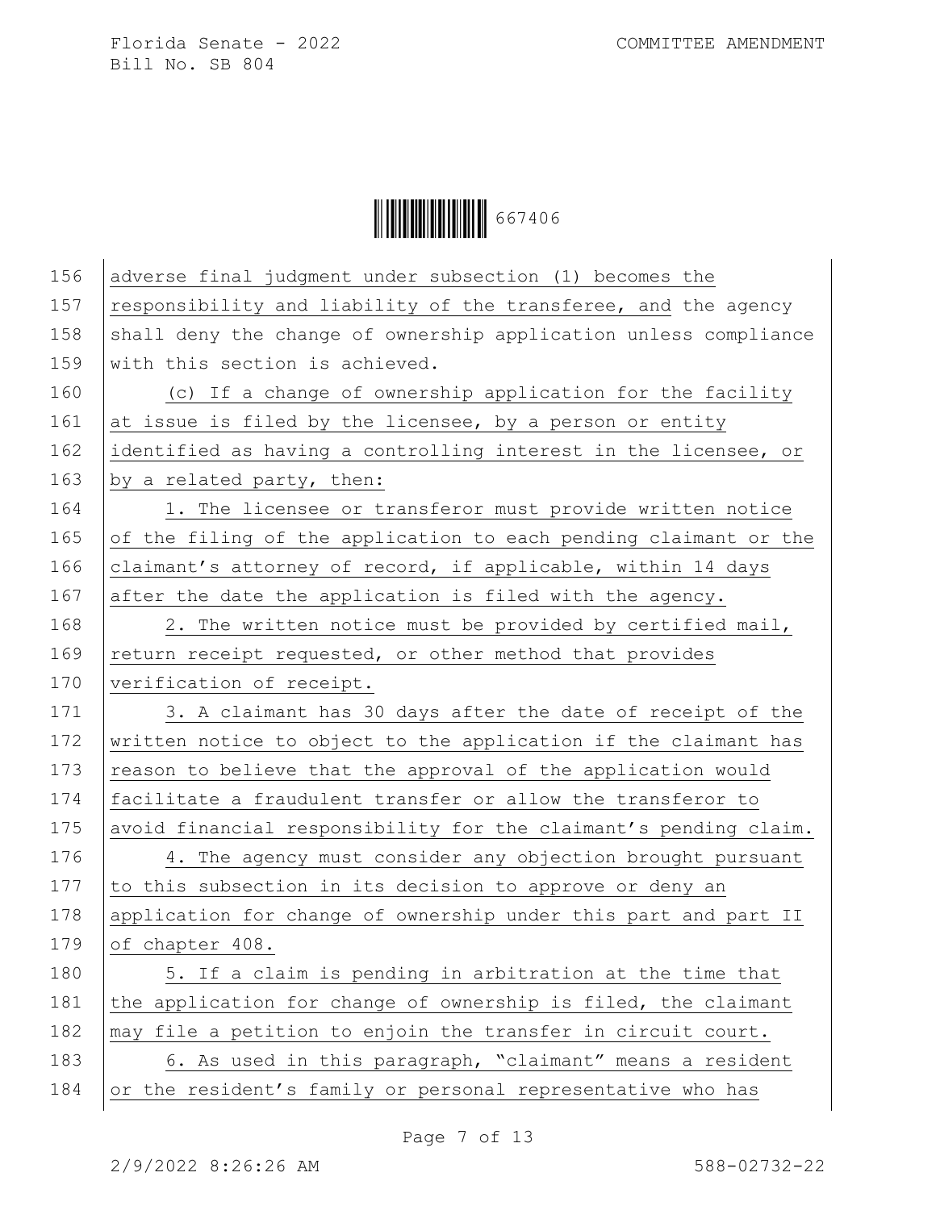adverse final judgment under subsection (1) becomes the responsibility and liability of the transferee, and the agency shall deny the change of ownership application unless compliance with this section is achieved.

(c) If a change of ownership application for the facility at issue is filed by the licensee, by a person or entity identified as having a controlling interest in the licensee, or by a related party, then:

1. The licensee or transferor must provide written notice of the filing of the application to each pending claimant or the claimant's attorney of record, if applicable, within 14 days after the date the application is filed with the agency.

2. The written notice must be provided by certified mail, return receipt requested, or other method that provides verification of receipt.

3. A claimant has 30 days after the date of receipt of the written notice to object to the application if the claimant has reason to believe that the approval of the application would facilitate a fraudulent transfer or allow the transferor to avoid financial responsibility for the claimant's pending claim.

4. The agency must consider any objection brought pursuant to this subsection in its decision to approve or deny an application for change of ownership under this part and part II of chapter 408.

5. If a claim is pending in arbitration at the time that the application for change of ownership is filed, the claimant may file a petition to enjoin the transfer in circuit court.

6. As used in this paragraph, "claimant" means a resident or the resident's family or personal representative who has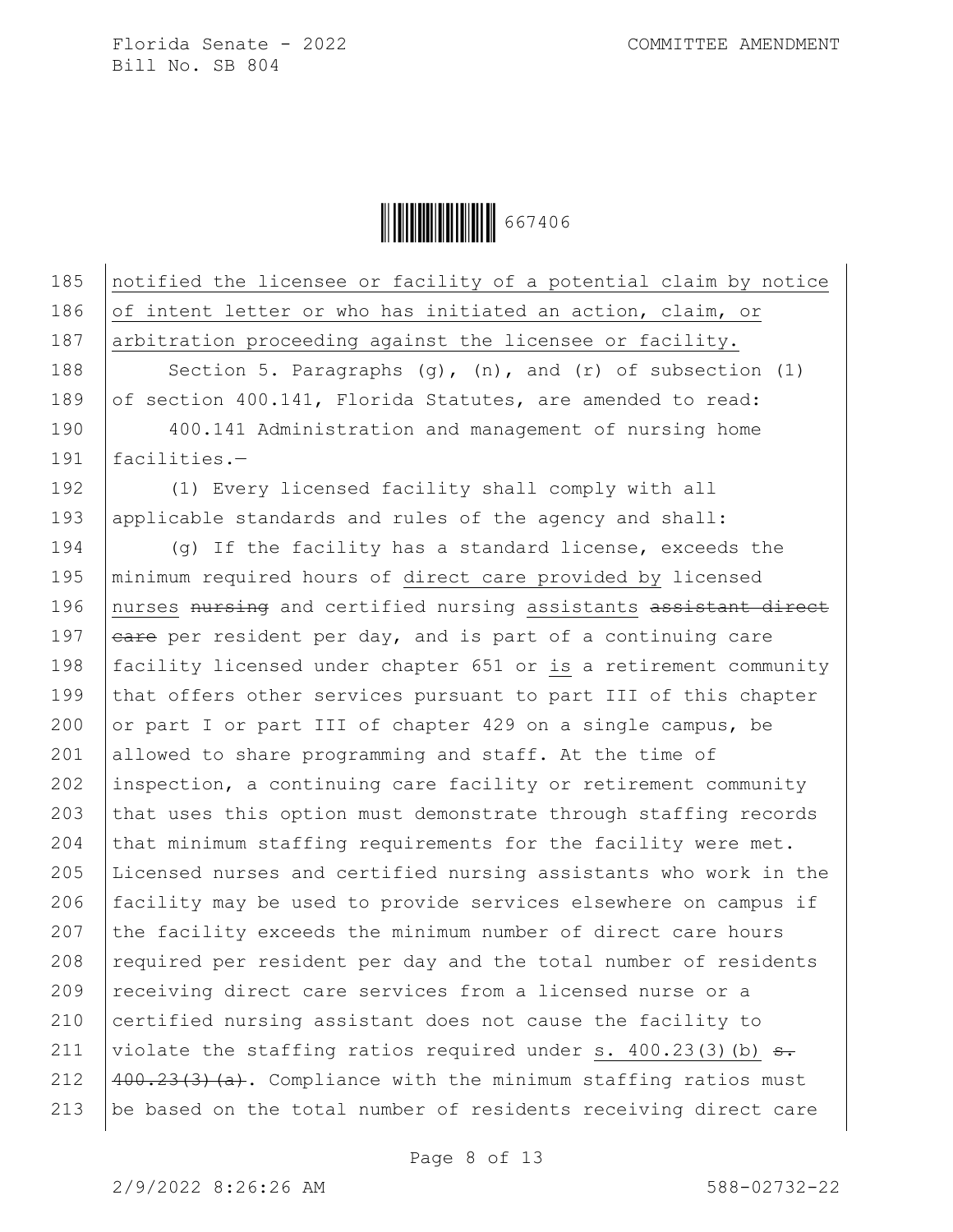notified the licensee or facility of a potential claim by notice of intent letter or who has initiated an action, claim, or arbitration proceeding against the licensee or facility.

Section 5. Paragraphs (g), (n), and (r) of subsection (1) of section 400.141, Florida Statutes, are amended to read:

400.141 Administration and management of nursing home facilities.—

(1) Every licensed facility shall comply with all applicable standards and rules of the agency and shall:

(g) If the facility has a standard license, exceeds the minimum required hours of direct care provided by licensed nurses ~~nursing~~ and certified nursing assistants ~~assistant direct care~~ per resident per day, and is part of a continuing care facility licensed under chapter 651 or is a retirement community that offers other services pursuant to part III of this chapter or part I or part III of chapter 429 on a single campus, be allowed to share programming and staff. At the time of inspection, a continuing care facility or retirement community that uses this option must demonstrate through staffing records that minimum staffing requirements for the facility were met. Licensed nurses and certified nursing assistants who work in the facility may be used to provide services elsewhere on campus if the facility exceeds the minimum number of direct care hours required per resident per day and the total number of residents receiving direct care services from a licensed nurse or a certified nursing assistant does not cause the facility to violate the staffing ratios required under s. 400.23(3)(b) ~~s. 400.23(3)(a)~~. Compliance with the minimum staffing ratios must be based on the total number of residents receiving direct care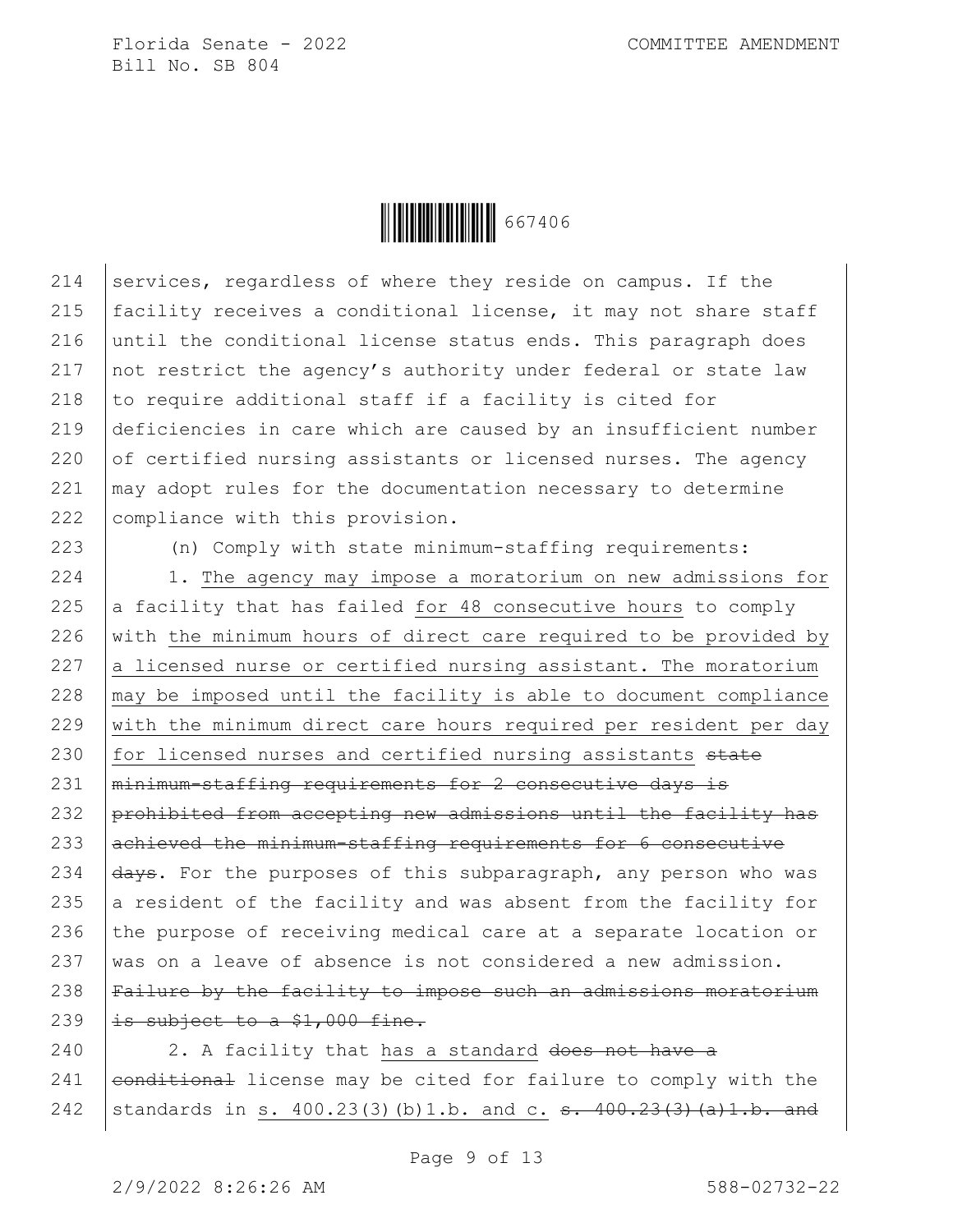services, regardless of where they reside on campus. If the facility receives a conditional license, it may not share staff until the conditional license status ends. This paragraph does not restrict the agency's authority under federal or state law to require additional staff if a facility is cited for deficiencies in care which are caused by an insufficient number of certified nursing assistants or licensed nurses. The agency may adopt rules for the documentation necessary to determine compliance with this provision.

(n) Comply with state minimum-staffing requirements:

1. <u>The agency may impose a moratorium on new admissions for</u> a facility that has failed <u>for 48 consecutive hours</u> to comply with <u>the minimum hours of direct care required to be provided by a licensed nurse or certified nursing assistant. The moratorium may be imposed until the facility is able to document compliance with the minimum direct care hours required per resident per day for licensed nurses and certified nursing assistants</u> ~~state minimum-staffing requirements for 2 consecutive days is prohibited from accepting new admissions until the facility has achieved the minimum-staffing requirements for 6 consecutive days~~. For the purposes of this subparagraph, any person who was a resident of the facility and was absent from the facility for the purpose of receiving medical care at a separate location or was on a leave of absence is not considered a new admission. ~~Failure by the facility to impose such an admissions moratorium is subject to a $1,000 fine.~~

2. A facility that <u>has a standard</u> ~~does not have a conditional~~ license may be cited for failure to comply with the standards in <u>s. 400.23(3)(b)1.b. and c.</u> ~~s. 400.23(3)(a)1.b. and~~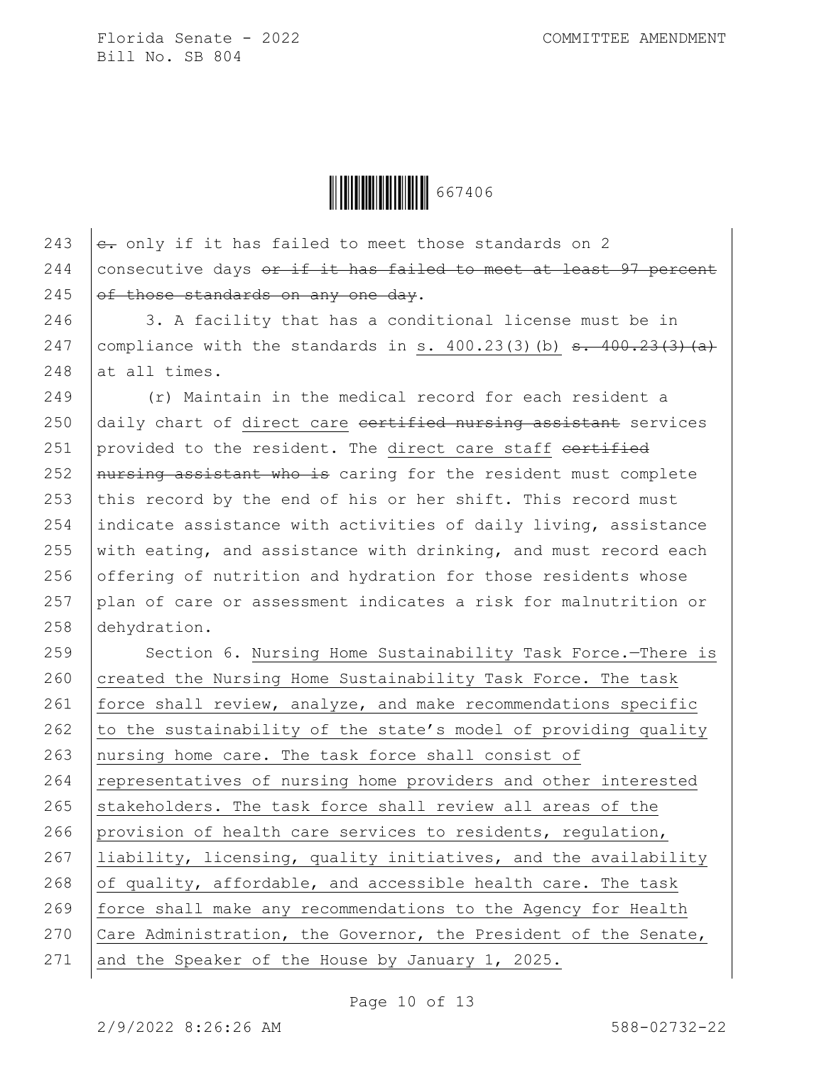~~c.~~ only if it has failed to meet those standards on 2 consecutive days ~~or if it has failed to meet at least 97 percent of those standards on any one day~~.

3. A facility that has a conditional license must be in compliance with the standards in <u>s. 400.23(3)(b)</u> ~~s. 400.23(3)(a)~~ at all times.

(r) Maintain in the medical record for each resident a daily chart of <u>direct care</u> ~~certified nursing assistant~~ services provided to the resident. The <u>direct care staff</u> ~~certified nursing assistant who is~~ caring for the resident must complete this record by the end of his or her shift. This record must indicate assistance with activities of daily living, assistance with eating, and assistance with drinking, and must record each offering of nutrition and hydration for those residents whose plan of care or assessment indicates a risk for malnutrition or dehydration.

Section 6. <u>Nursing Home Sustainability Task Force.—There is created the Nursing Home Sustainability Task Force. The task force shall review, analyze, and make recommendations specific to the sustainability of the state's model of providing quality nursing home care. The task force shall consist of representatives of nursing home providers and other interested stakeholders. The task force shall review all areas of the provision of health care services to residents, regulation, liability, licensing, quality initiatives, and the availability of quality, affordable, and accessible health care. The task force shall make any recommendations to the Agency for Health Care Administration, the Governor, the President of the Senate, and the Speaker of the House by January 1, 2025.</u>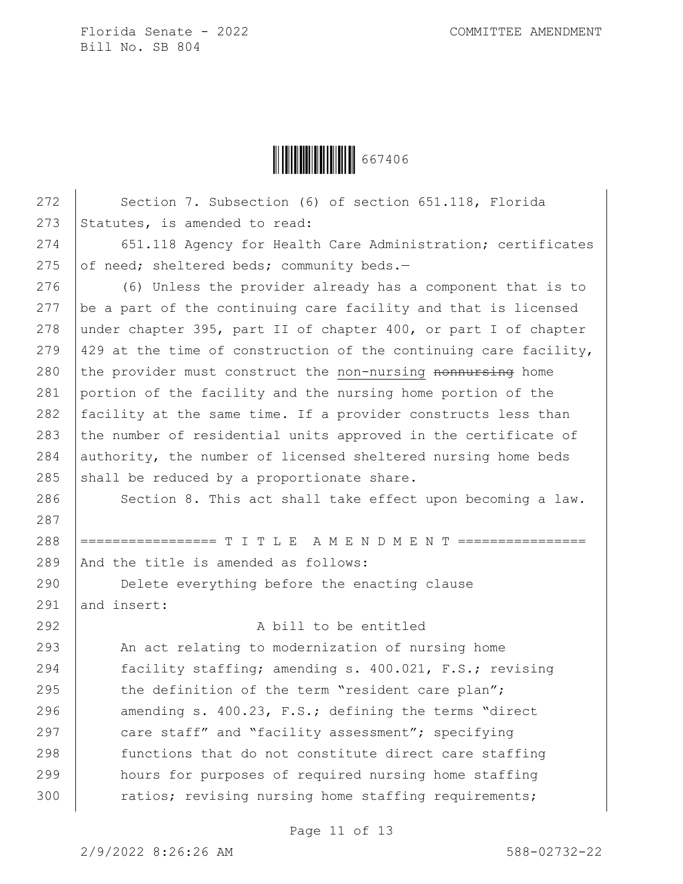Section 7. Subsection (6) of section 651.118, Florida Statutes, is amended to read:

651.118 Agency for Health Care Administration; certificates of need; sheltered beds; community beds.—

(6) Unless the provider already has a component that is to be a part of the continuing care facility and that is licensed under chapter 395, part II of chapter 400, or part I of chapter 429 at the time of construction of the continuing care facility, the provider must construct the non-nursing ~~nonnursing~~ home portion of the facility and the nursing home portion of the facility at the same time. If a provider constructs less than the number of residential units approved in the certificate of authority, the number of licensed sheltered nursing home beds shall be reduced by a proportionate share.

Section 8. This act shall take effect upon becoming a law.

================= T I T L E  A M E N D M E N T ================

And the title is amended as follows:

Delete everything before the enacting clause and insert:

A bill to be entitled

An act relating to modernization of nursing home facility staffing; amending s. 400.021, F.S.; revising the definition of the term "resident care plan"; amending s. 400.23, F.S.; defining the terms "direct care staff" and "facility assessment"; specifying functions that do not constitute direct care staffing hours for purposes of required nursing home staffing ratios; revising nursing home staffing requirements;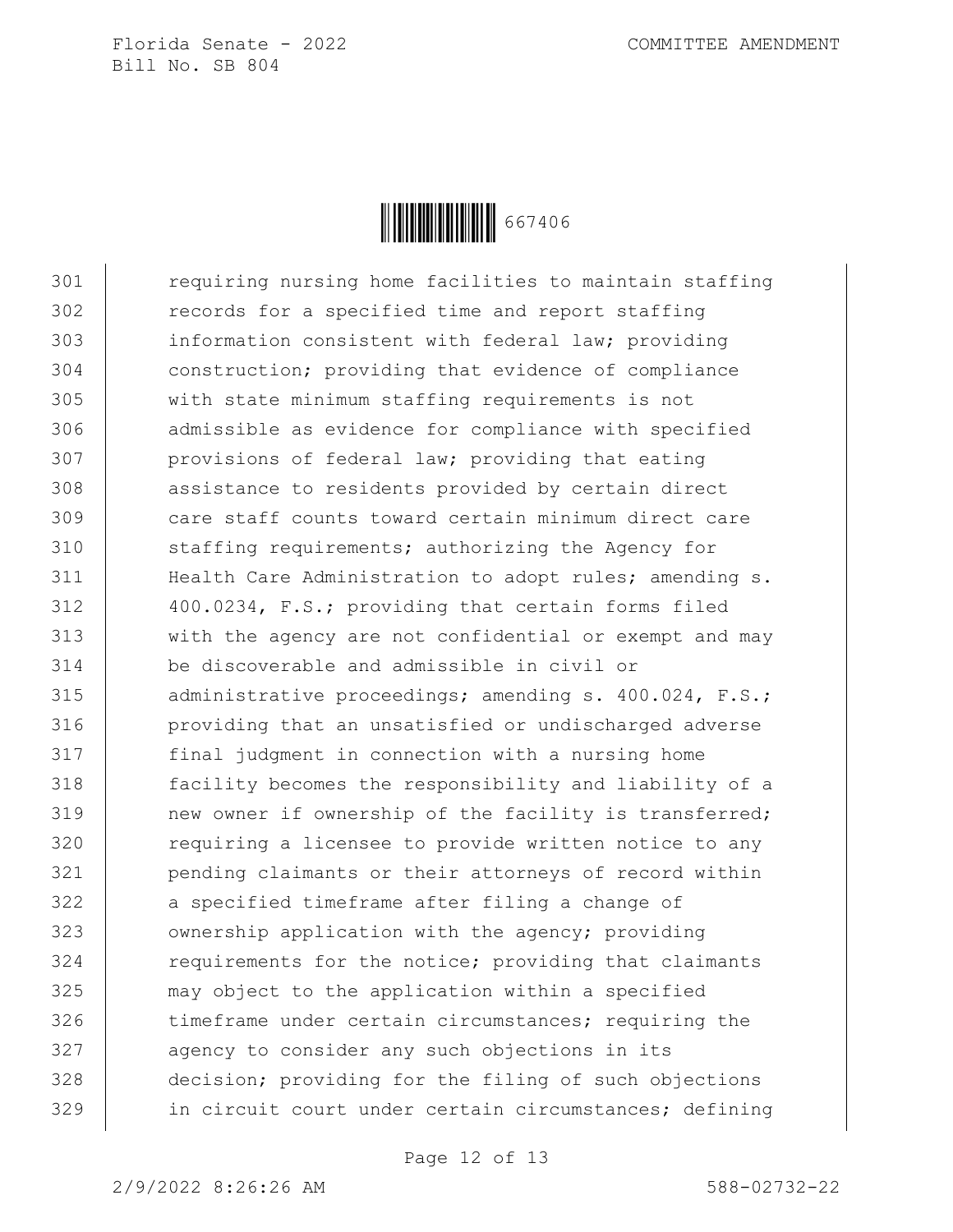requiring nursing home facilities to maintain staffing records for a specified time and report staffing information consistent with federal law; providing construction; providing that evidence of compliance with state minimum staffing requirements is not admissible as evidence for compliance with specified provisions of federal law; providing that eating assistance to residents provided by certain direct care staff counts toward certain minimum direct care staffing requirements; authorizing the Agency for Health Care Administration to adopt rules; amending s. 400.0234, F.S.; providing that certain forms filed with the agency are not confidential or exempt and may be discoverable and admissible in civil or administrative proceedings; amending s. 400.024, F.S.; providing that an unsatisfied or undischarged adverse final judgment in connection with a nursing home facility becomes the responsibility and liability of a new owner if ownership of the facility is transferred; requiring a licensee to provide written notice to any pending claimants or their attorneys of record within a specified timeframe after filing a change of ownership application with the agency; providing requirements for the notice; providing that claimants may object to the application within a specified timeframe under certain circumstances; requiring the agency to consider any such objections in its decision; providing for the filing of such objections in circuit court under certain circumstances; defining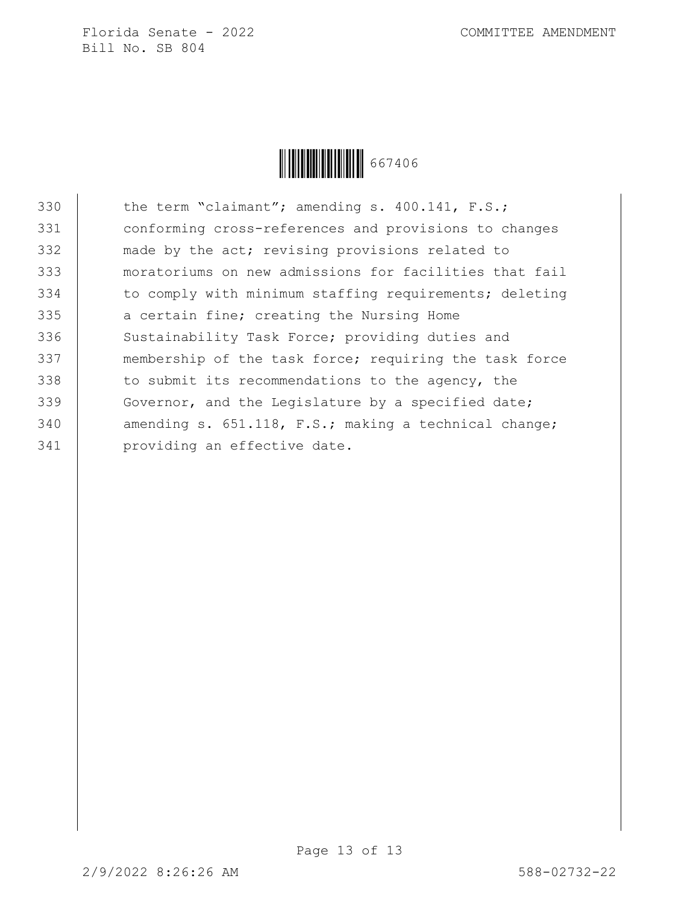330 the term "claimant"; amending s. 400.141, F.S.;
331 conforming cross-references and provisions to changes
332 made by the act; revising provisions related to
333 moratoriums on new admissions for facilities that fail
334 to comply with minimum staffing requirements; deleting
335 a certain fine; creating the Nursing Home
336 Sustainability Task Force; providing duties and
337 membership of the task force; requiring the task force
338 to submit its recommendations to the agency, the
339 Governor, and the Legislature by a specified date;
340 amending s. 651.118, F.S.; making a technical change;
341 providing an effective date.